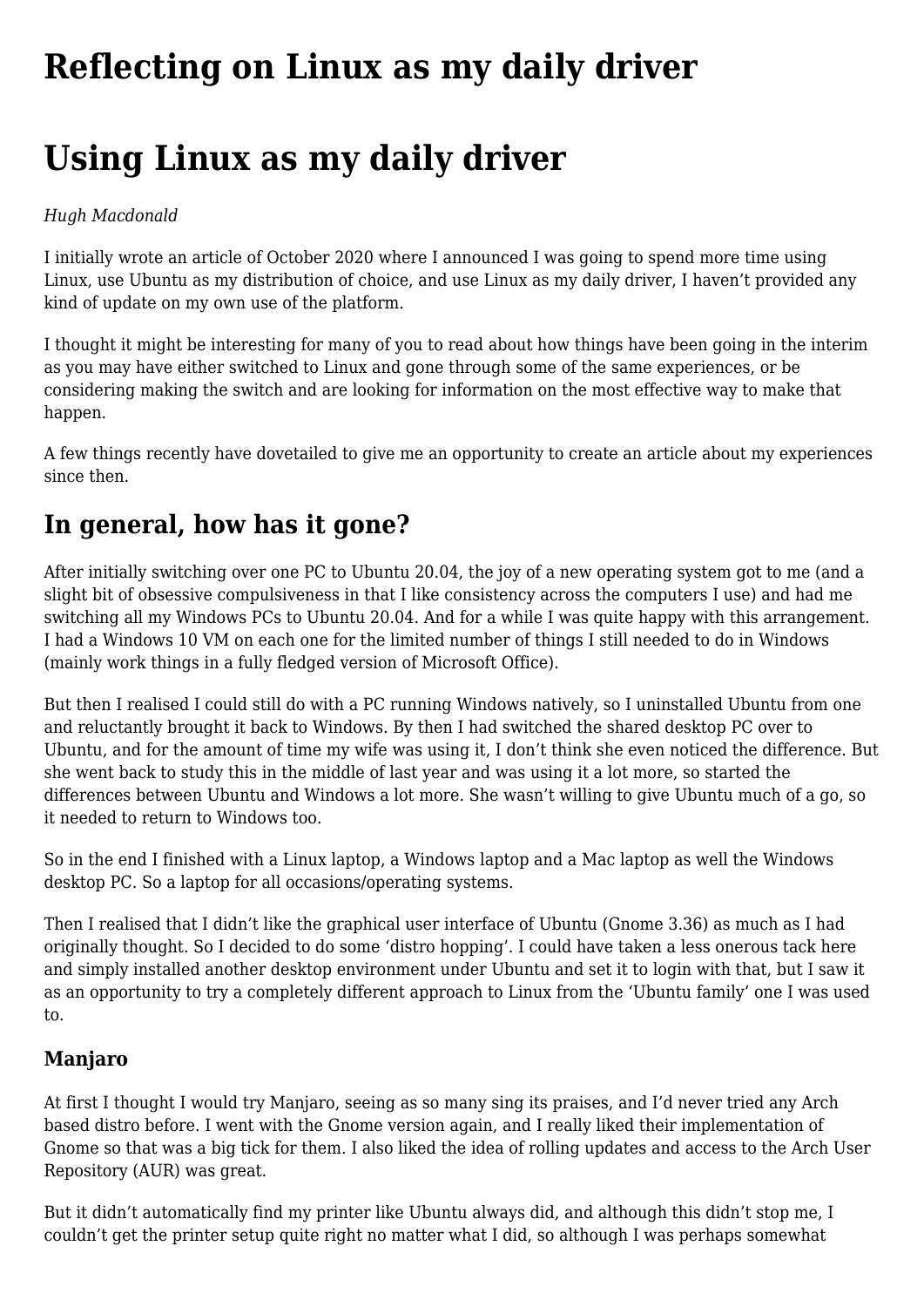# Reflecting on Linux as my daily driver

# Using Linux as my daily driver

*Hugh Macdonald*

I initially wrote an article of October 2020 where I announced I was going to spend more time using Linux, use Ubuntu as my distribution of choice, and use Linux as my daily driver, I haven't provided any kind of update on my own use of the platform.

I thought it might be interesting for many of you to read about how things have been going in the interim as you may have either switched to Linux and gone through some of the same experiences, or be considering making the switch and are looking for information on the most effective way to make that happen.

A few things recently have dovetailed to give me an opportunity to create an article about my experiences since then.

## In general, how has it gone?

After initially switching over one PC to Ubuntu 20.04, the joy of a new operating system got to me (and a slight bit of obsessive compulsiveness in that I like consistency across the computers I use) and had me switching all my Windows PCs to Ubuntu 20.04. And for a while I was quite happy with this arrangement. I had a Windows 10 VM on each one for the limited number of things I still needed to do in Windows (mainly work things in a fully fledged version of Microsoft Office).

But then I realised I could still do with a PC running Windows natively, so I uninstalled Ubuntu from one and reluctantly brought it back to Windows. By then I had switched the shared desktop PC over to Ubuntu, and for the amount of time my wife was using it, I don't think she even noticed the difference. But she went back to study this in the middle of last year and was using it a lot more, so started the differences between Ubuntu and Windows a lot more. She wasn't willing to give Ubuntu much of a go, so it needed to return to Windows too.

So in the end I finished with a Linux laptop, a Windows laptop and a Mac laptop as well the Windows desktop PC. So a laptop for all occasions/operating systems.

Then I realised that I didn't like the graphical user interface of Ubuntu (Gnome 3.36) as much as I had originally thought. So I decided to do some 'distro hopping'. I could have taken a less onerous tack here and simply installed another desktop environment under Ubuntu and set it to login with that, but I saw it as an opportunity to try a completely different approach to Linux from the 'Ubuntu family' one I was used to.

### Manjaro

At first I thought I would try Manjaro, seeing as so many sing its praises, and I'd never tried any Arch based distro before. I went with the Gnome version again, and I really liked their implementation of Gnome so that was a big tick for them. I also liked the idea of rolling updates and access to the Arch User Repository (AUR) was great.

But it didn't automatically find my printer like Ubuntu always did, and although this didn't stop me, I couldn't get the printer setup quite right no matter what I did, so although I was perhaps somewhat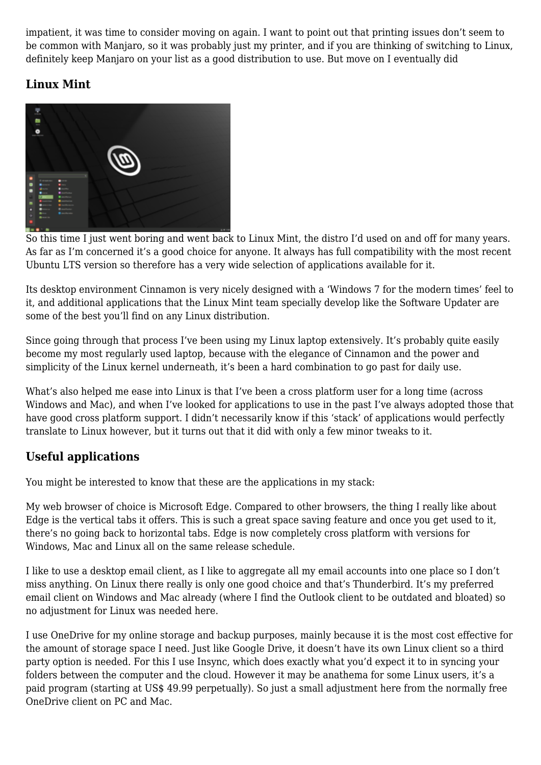impatient, it was time to consider moving on again. I want to point out that printing issues don't seem to be common with Manjaro, so it was probably just my printer, and if you are thinking of switching to Linux, definitely keep Manjaro on your list as a good distribution to use. But move on I eventually did

## Linux Mint

So this time I just went boring and went back to Linux Mint, the distro I'd used on and off for many years. As far as I'm concerned it's a good choice for anyone. It always has full compatibility with the most recent Ubuntu LTS version so therefore has a very wide selection of applications available for it.

Its desktop environment Cinnamon is very nicely designed with a 'Windows 7 for the modern times' feel to it, and additional applications that the Linux Mint team specially develop like the Software Updater are some of the best you'll find on any Linux distribution.

Since going through that process I've been using my Linux laptop extensively. It's probably quite easily become my most regularly used laptop, because with the elegance of Cinnamon and the power and simplicity of the Linux kernel underneath, it's been a hard combination to go past for daily use.

What's also helped me ease into Linux is that I've been a cross platform user for a long time (across Windows and Mac), and when I've looked for applications to use in the past I've always adopted those that have good cross platform support. I didn't necessarily know if this 'stack' of applications would perfectly translate to Linux however, but it turns out that it did with only a few minor tweaks to it.

## Useful applications

You might be interested to know that these are the applications in my stack:

My web browser of choice is Microsoft Edge. Compared to other browsers, the thing I really like about Edge is the vertical tabs it offers. This is such a great space saving feature and once you get used to it, there's no going back to horizontal tabs. Edge is now completely cross platform with versions for Windows, Mac and Linux all on the same release schedule.

I like to use a desktop email client, as I like to aggregate all my email accounts into one place so I don't miss anything. On Linux there really is only one good choice and that's Thunderbird. It's my preferred email client on Windows and Mac already (where I find the Outlook client to be outdated and bloated) so no adjustment for Linux was needed here.

I use OneDrive for my online storage and backup purposes, mainly because it is the most cost effective for the amount of storage space I need. Just like Google Drive, it doesn't have its own Linux client so a third party option is needed. For this I use Insync, which does exactly what you'd expect it to in syncing your folders between the computer and the cloud. However it may be anathema for some Linux users, it's a paid program (starting at US$ 49.99 perpetually). So just a small adjustment here from the normally free OneDrive client on PC and Mac.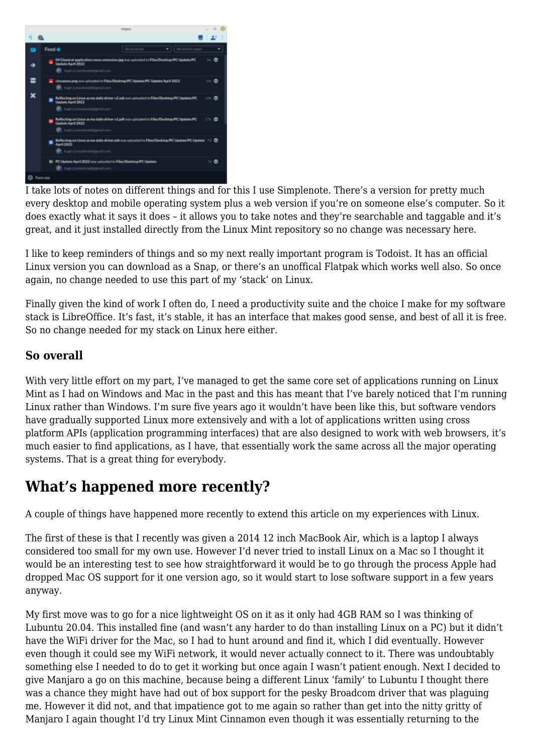I take lots of notes on different things and for this I use Simplenote. There's a version for pretty much every desktop and mobile operating system plus a web version if you're on someone else's computer. So it does exactly what it says it does – it allows you to take notes and they're searchable and taggable and it's great, and it just installed directly from the Linux Mint repository so no change was necessary here.

I like to keep reminders of things and so my next really important program is Todoist. It has an official Linux version you can download as a Snap, or there's an unoffical Flatpak which works well also. So once again, no change needed to use this part of my 'stack' on Linux.

Finally given the kind of work I often do, I need a productivity suite and the choice I make for my software stack is LibreOffice. It's fast, it's stable, it has an interface that makes good sense, and best of all it is free. So no change needed for my stack on Linux here either.

### So overall

With very little effort on my part, I've managed to get the same core set of applications running on Linux Mint as I had on Windows and Mac in the past and this has meant that I've barely noticed that I'm running Linux rather than Windows. I'm sure five years ago it wouldn't have been like this, but software vendors have gradually supported Linux more extensively and with a lot of applications written using cross platform APIs (application programming interfaces) that are also designed to work with web browsers, it's much easier to find applications, as I have, that essentially work the same across all the major operating systems. That is a great thing for everybody.

## What's happened more recently?

A couple of things have happened more recently to extend this article on my experiences with Linux.

The first of these is that I recently was given a 2014 12 inch MacBook Air, which is a laptop I always considered too small for my own use. However I'd never tried to install Linux on a Mac so I thought it would be an interesting test to see how straightforward it would be to go through the process Apple had dropped Mac OS support for it one version ago, so it would start to lose software support in a few years anyway.

My first move was to go for a nice lightweight OS on it as it only had 4GB RAM so I was thinking of Lubuntu 20.04. This installed fine (and wasn't any harder to do than installing Linux on a PC) but it didn't have the WiFi driver for the Mac, so I had to hunt around and find it, which I did eventually. However even though it could see my WiFi network, it would never actually connect to it. There was undoubtably something else I needed to do to get it working but once again I wasn't patient enough. Next I decided to give Manjaro a go on this machine, because being a different Linux 'family' to Lubuntu I thought there was a chance they might have had out of box support for the pesky Broadcom driver that was plaguing me. However it did not, and that impatience got to me again so rather than get into the nitty gritty of Manjaro I again thought I'd try Linux Mint Cinnamon even though it was essentially returning to the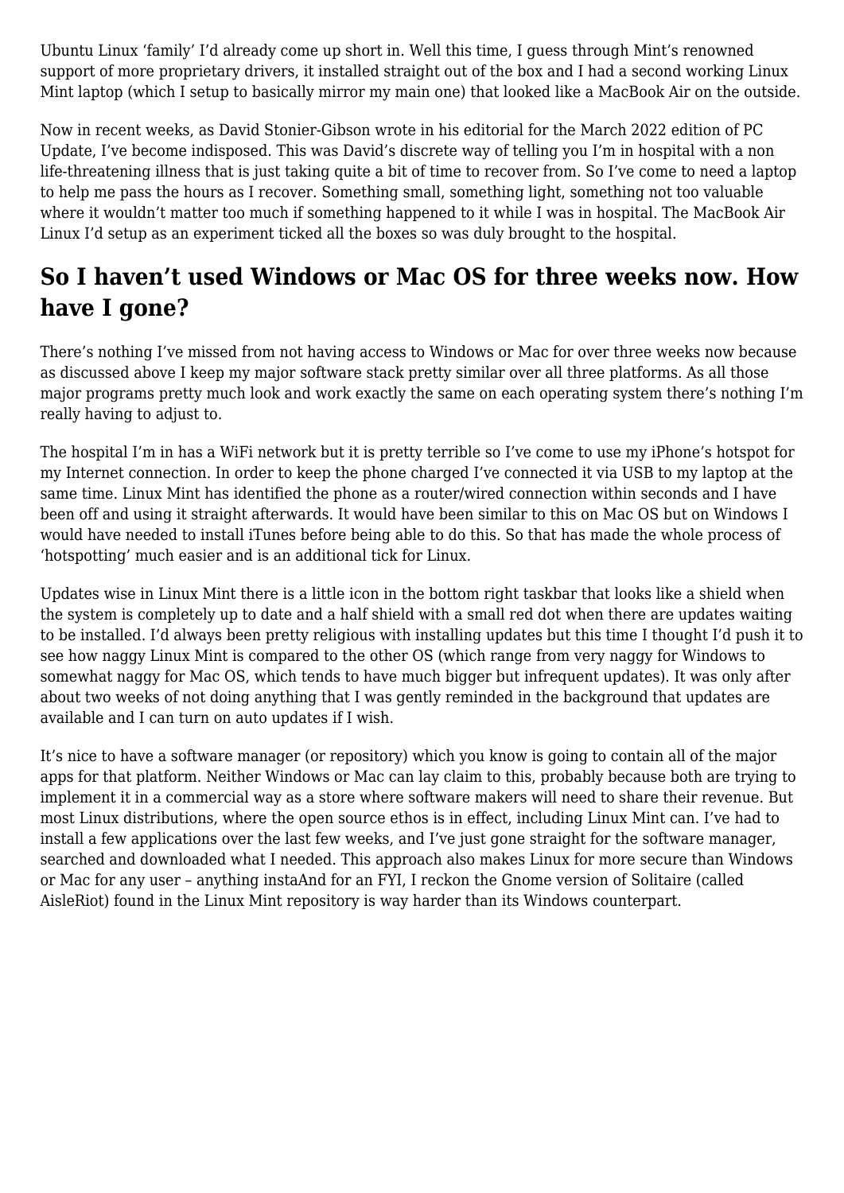Ubuntu Linux 'family' I'd already come up short in. Well this time, I guess through Mint's renowned support of more proprietary drivers, it installed straight out of the box and I had a second working Linux Mint laptop (which I setup to basically mirror my main one) that looked like a MacBook Air on the outside.

Now in recent weeks, as David Stonier-Gibson wrote in his editorial for the March 2022 edition of PC Update, I've become indisposed. This was David's discrete way of telling you I'm in hospital with a non life-threatening illness that is just taking quite a bit of time to recover from. So I've come to need a laptop to help me pass the hours as I recover. Something small, something light, something not too valuable where it wouldn't matter too much if something happened to it while I was in hospital. The MacBook Air Linux I'd setup as an experiment ticked all the boxes so was duly brought to the hospital.

## So I haven't used Windows or Mac OS for three weeks now. How have I gone?

There's nothing I've missed from not having access to Windows or Mac for over three weeks now because as discussed above I keep my major software stack pretty similar over all three platforms. As all those major programs pretty much look and work exactly the same on each operating system there's nothing I'm really having to adjust to.

The hospital I'm in has a WiFi network but it is pretty terrible so I've come to use my iPhone's hotspot for my Internet connection. In order to keep the phone charged I've connected it via USB to my laptop at the same time. Linux Mint has identified the phone as a router/wired connection within seconds and I have been off and using it straight afterwards. It would have been similar to this on Mac OS but on Windows I would have needed to install iTunes before being able to do this. So that has made the whole process of 'hotspotting' much easier and is an additional tick for Linux.

Updates wise in Linux Mint there is a little icon in the bottom right taskbar that looks like a shield when the system is completely up to date and a half shield with a small red dot when there are updates waiting to be installed. I'd always been pretty religious with installing updates but this time I thought I'd push it to see how naggy Linux Mint is compared to the other OS (which range from very naggy for Windows to somewhat naggy for Mac OS, which tends to have much bigger but infrequent updates). It was only after about two weeks of not doing anything that I was gently reminded in the background that updates are available and I can turn on auto updates if I wish.

It's nice to have a software manager (or repository) which you know is going to contain all of the major apps for that platform. Neither Windows or Mac can lay claim to this, probably because both are trying to implement it in a commercial way as a store where software makers will need to share their revenue. But most Linux distributions, where the open source ethos is in effect, including Linux Mint can. I've had to install a few applications over the last few weeks, and I've just gone straight for the software manager, searched and downloaded what I needed. This approach also makes Linux for more secure than Windows or Mac for any user – anything instaAnd for an FYI, I reckon the Gnome version of Solitaire (called AisleRiot) found in the Linux Mint repository is way harder than its Windows counterpart.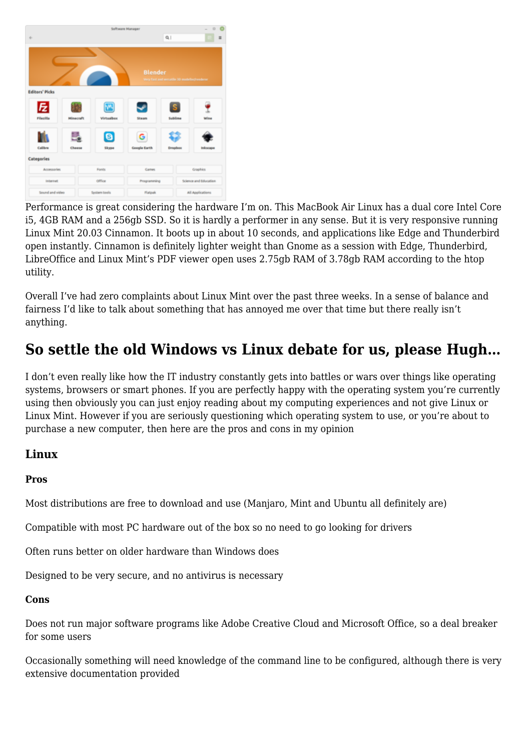Performance is great considering the hardware I'm on. This MacBook Air Linux has a dual core Intel Core i5, 4GB RAM and a 256gb SSD. So it is hardly a performer in any sense. But it is very responsive running Linux Mint 20.03 Cinnamon. It boots up in about 10 seconds, and applications like Edge and Thunderbird open instantly. Cinnamon is definitely lighter weight than Gnome as a session with Edge, Thunderbird, LibreOffice and Linux Mint's PDF viewer open uses 2.75gb RAM of 3.78gb RAM according to the htop utility.

Overall I've had zero complaints about Linux Mint over the past three weeks. In a sense of balance and fairness I'd like to talk about something that has annoyed me over that time but there really isn't anything.

## So settle the old Windows vs Linux debate for us, please Hugh…

I don't even really like how the IT industry constantly gets into battles or wars over things like operating systems, browsers or smart phones. If you are perfectly happy with the operating system you're currently using then obviously you can just enjoy reading about my computing experiences and not give Linux or Linux Mint. However if you are seriously questioning which operating system to use, or you're about to purchase a new computer, then here are the pros and cons in my opinion

### Linux

**Pros**

Most distributions are free to download and use (Manjaro, Mint and Ubuntu all definitely are)

Compatible with most PC hardware out of the box so no need to go looking for drivers

Often runs better on older hardware than Windows does

Designed to be very secure, and no antivirus is necessary

**Cons**

Does not run major software programs like Adobe Creative Cloud and Microsoft Office, so a deal breaker for some users

Occasionally something will need knowledge of the command line to be configured, although there is very extensive documentation provided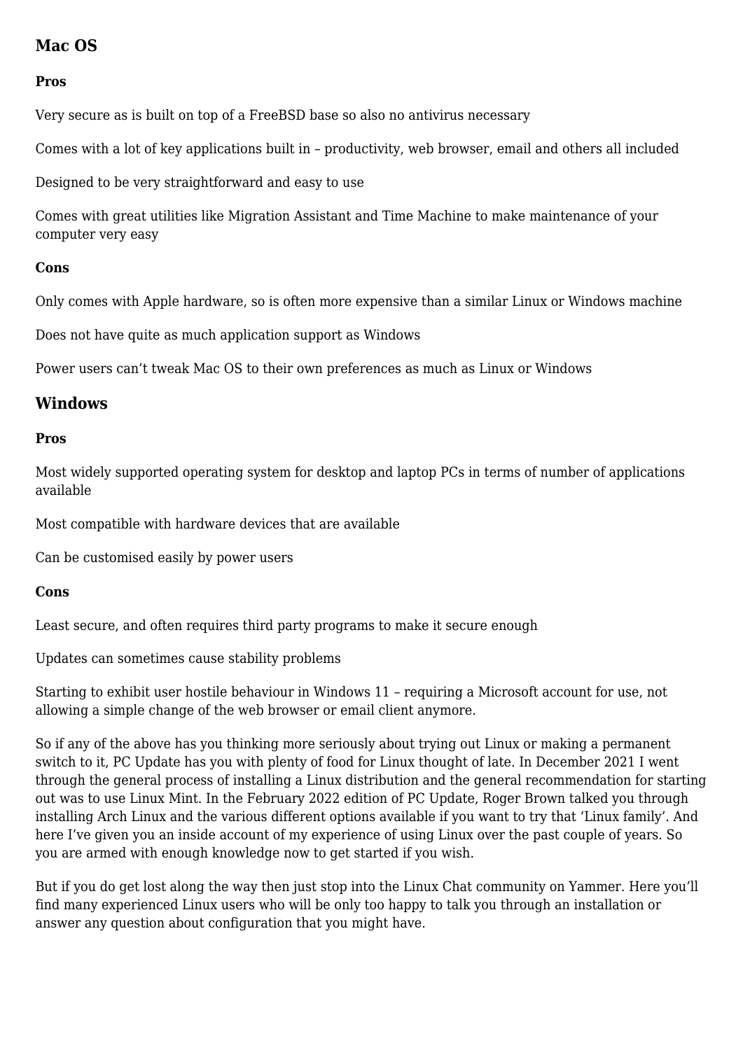## Mac OS

**Pros**

Very secure as is built on top of a FreeBSD base so also no antivirus necessary

Comes with a lot of key applications built in – productivity, web browser, email and others all included

Designed to be very straightforward and easy to use

Comes with great utilities like Migration Assistant and Time Machine to make maintenance of your computer very easy

**Cons**

Only comes with Apple hardware, so is often more expensive than a similar Linux or Windows machine

Does not have quite as much application support as Windows

Power users can't tweak Mac OS to their own preferences as much as Linux or Windows

## Windows

**Pros**

Most widely supported operating system for desktop and laptop PCs in terms of number of applications available

Most compatible with hardware devices that are available

Can be customised easily by power users

**Cons**

Least secure, and often requires third party programs to make it secure enough

Updates can sometimes cause stability problems

Starting to exhibit user hostile behaviour in Windows 11 – requiring a Microsoft account for use, not allowing a simple change of the web browser or email client anymore.

So if any of the above has you thinking more seriously about trying out Linux or making a permanent switch to it, PC Update has you with plenty of food for Linux thought of late. In December 2021 I went through the general process of installing a Linux distribution and the general recommendation for starting out was to use Linux Mint. In the February 2022 edition of PC Update, Roger Brown talked you through installing Arch Linux and the various different options available if you want to try that 'Linux family'. And here I've given you an inside account of my experience of using Linux over the past couple of years. So you are armed with enough knowledge now to get started if you wish.

But if you do get lost along the way then just stop into the Linux Chat community on Yammer. Here you'll find many experienced Linux users who will be only too happy to talk you through an installation or answer any question about configuration that you might have.